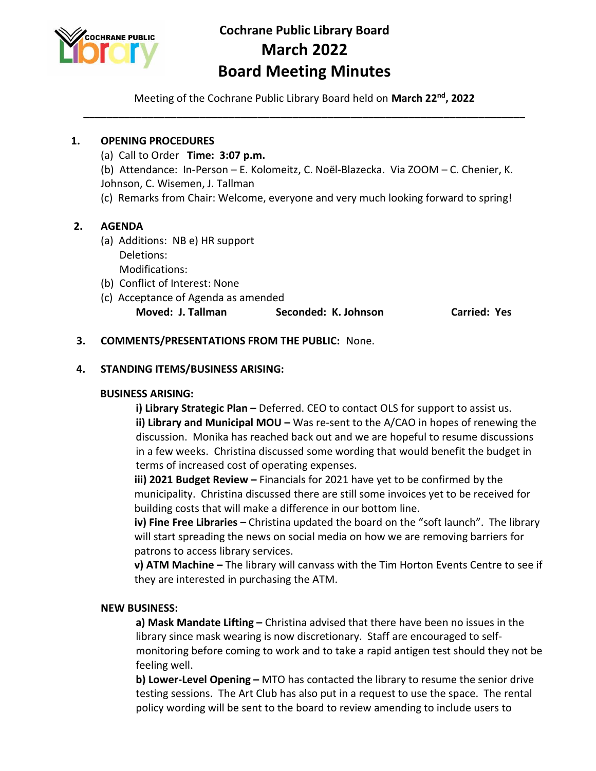# Cochrane Public Library Board
# March 2022
# Board Meeting Minutes

Meeting of the Cochrane Public Library Board held on **March 22nd, 2022**

---

**1. OPENING PROCEDURES**

(a) Call to Order **Time: 3:07 p.m.**

(b) Attendance: In-Person – E. Kolomeitz, C. Noël-Blazecka. Via ZOOM – C. Chenier, K. Johnson, C. Wisemen, J. Tallman

(c) Remarks from Chair: Welcome, everyone and very much looking forward to spring!

**2. AGENDA**

(a) Additions: NB e) HR support
Deletions:
Modifications:

(b) Conflict of Interest: None

(c) Acceptance of Agenda as amended

**Moved: J. Tallman** **Seconded: K. Johnson** **Carried: Yes**

**3. COMMENTS/PRESENTATIONS FROM THE PUBLIC:** None.

**4. STANDING ITEMS/BUSINESS ARISING:**

**BUSINESS ARISING:**

**i) Library Strategic Plan –** Deferred. CEO to contact OLS for support to assist us.

**ii) Library and Municipal MOU –** Was re-sent to the A/CAO in hopes of renewing the discussion. Monika has reached back out and we are hopeful to resume discussions in a few weeks. Christina discussed some wording that would benefit the budget in terms of increased cost of operating expenses.

**iii) 2021 Budget Review –** Financials for 2021 have yet to be confirmed by the municipality. Christina discussed there are still some invoices yet to be received for building costs that will make a difference in our bottom line.

**iv) Fine Free Libraries –** Christina updated the board on the "soft launch". The library will start spreading the news on social media on how we are removing barriers for patrons to access library services.

**v) ATM Machine –** The library will canvass with the Tim Horton Events Centre to see if they are interested in purchasing the ATM.

**NEW BUSINESS:**

**a) Mask Mandate Lifting –** Christina advised that there have been no issues in the library since mask wearing is now discretionary. Staff are encouraged to self-monitoring before coming to work and to take a rapid antigen test should they not be feeling well.

**b) Lower-Level Opening –** MTO has contacted the library to resume the senior drive testing sessions. The Art Club has also put in a request to use the space. The rental policy wording will be sent to the board to review amending to include users to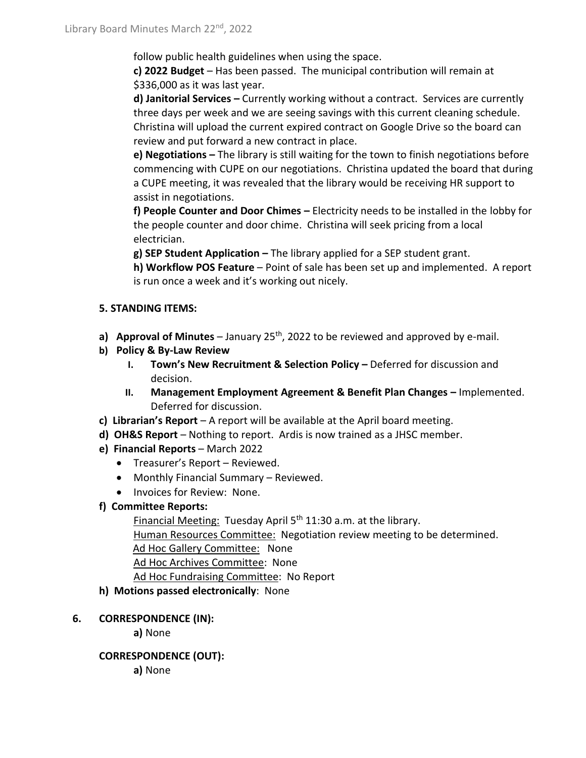follow public health guidelines when using the space.

**c) 2022 Budget** – Has been passed. The municipal contribution will remain at $336,000 as it was last year.

**d) Janitorial Services –** Currently working without a contract. Services are currently three days per week and we are seeing savings with this current cleaning schedule. Christina will upload the current expired contract on Google Drive so the board can review and put forward a new contract in place.

**e) Negotiations –** The library is still waiting for the town to finish negotiations before commencing with CUPE on our negotiations. Christina updated the board that during a CUPE meeting, it was revealed that the library would be receiving HR support to assist in negotiations.

**f) People Counter and Door Chimes –** Electricity needs to be installed in the lobby for the people counter and door chime. Christina will seek pricing from a local electrician.

**g) SEP Student Application –** The library applied for a SEP student grant.

**h) Workflow POS Feature** – Point of sale has been set up and implemented. A report is run once a week and it's working out nicely.

**5. STANDING ITEMS:**

- **a) Approval of Minutes** – January 25th, 2022 to be reviewed and approved by e-mail.
- **b) Policy & By-Law Review**
  - **I. Town's New Recruitment & Selection Policy –** Deferred for discussion and decision.
  - **II. Management Employment Agreement & Benefit Plan Changes –** Implemented. Deferred for discussion.
- **c) Librarian's Report** – A report will be available at the April board meeting.
- **d) OH&S Report** – Nothing to report. Ardis is now trained as a JHSC member.
- **e) Financial Reports** – March 2022
  - Treasurer's Report – Reviewed.
  - Monthly Financial Summary – Reviewed.
  - Invoices for Review: None.
- **f) Committee Reports:**

  Financial Meeting: Tuesday April 5th 11:30 a.m. at the library.

  Human Resources Committee: Negotiation review meeting to be determined.

  Ad Hoc Gallery Committee: None

  Ad Hoc Archives Committee: None

  Ad Hoc Fundraising Committee: No Report
- **h) Motions passed electronically**: None

**6. CORRESPONDENCE (IN):**

**a)** None

**CORRESPONDENCE (OUT):**

**a)** None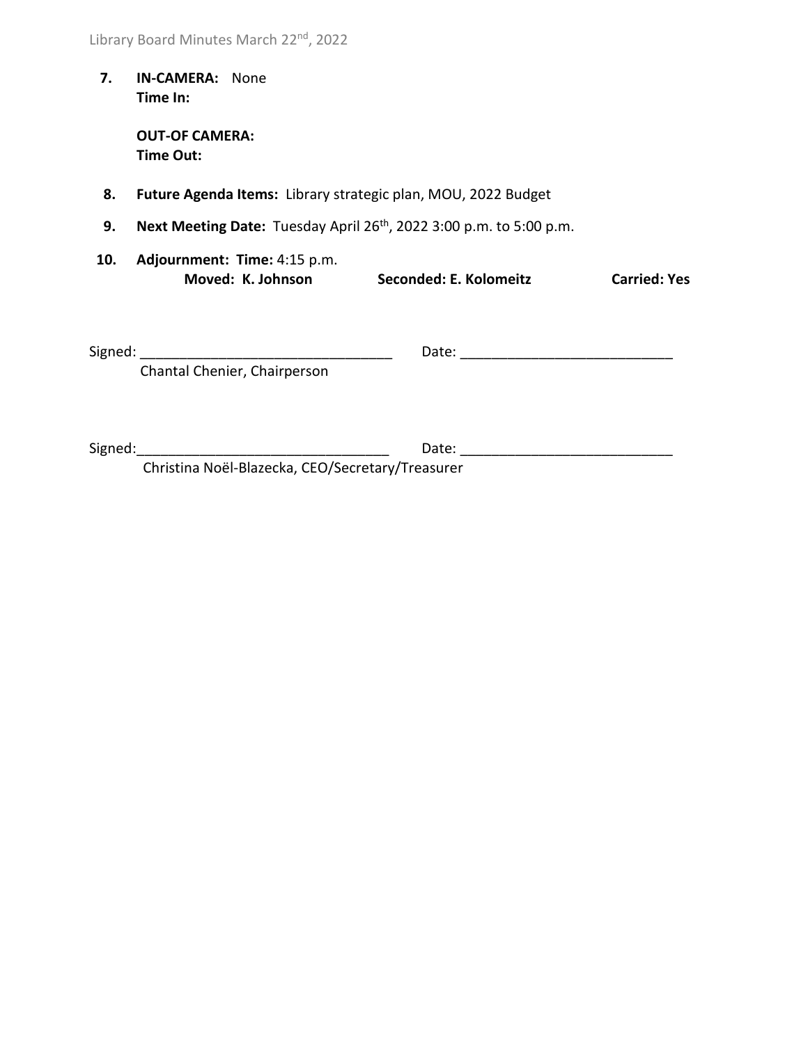**7. IN-CAMERA:** None
**Time In:**

**OUT-OF CAMERA:**
**Time Out:**

**8. Future Agenda Items:** Library strategic plan, MOU, 2022 Budget

**9. Next Meeting Date:** Tuesday April 26th, 2022 3:00 p.m. to 5:00 p.m.

**10. Adjournment: Time:** 4:15 p.m.
**Moved: K. Johnson** **Seconded: E. Kolomeitz** **Carried: Yes**

Signed: _______________________________ Date: __________________________
Chantal Chenier, Chairperson

Signed: _______________________________ Date: __________________________
Christina Noël-Blazecka, CEO/Secretary/Treasurer